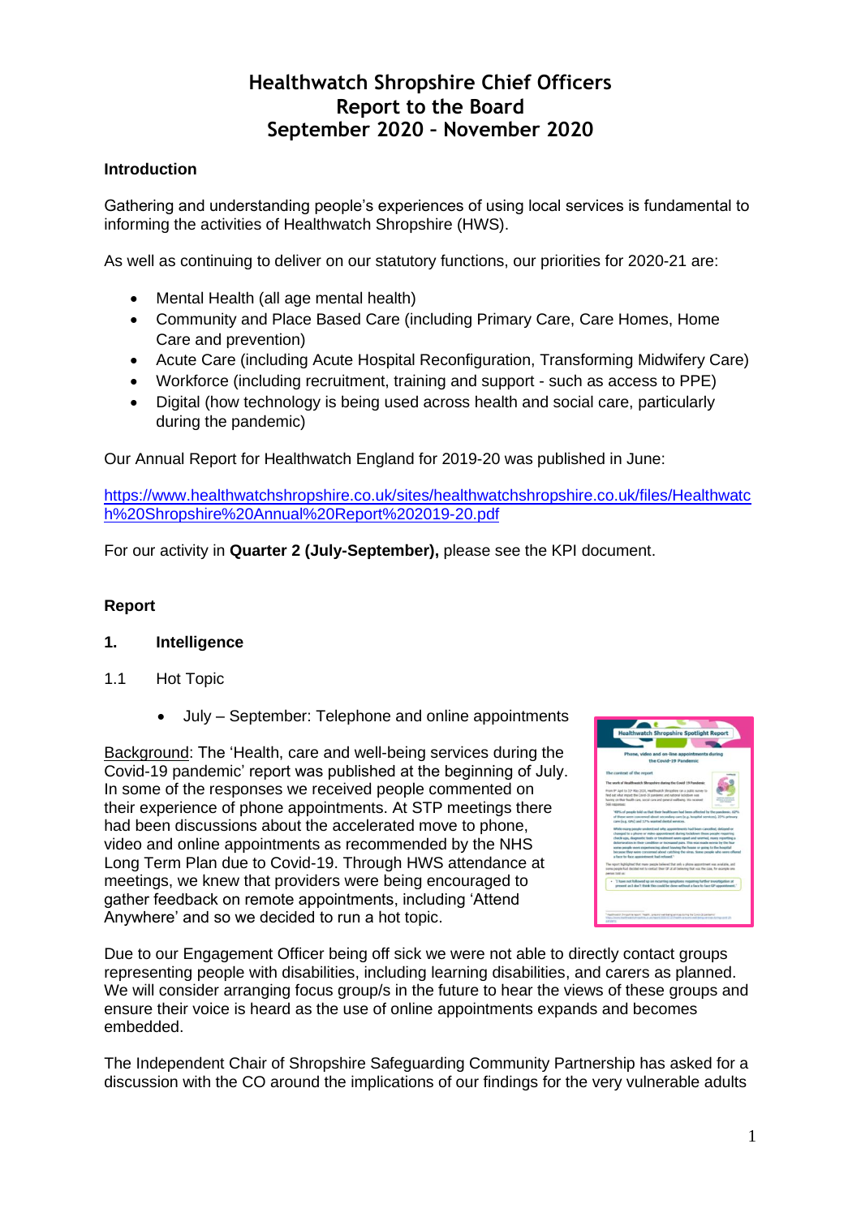# Healthwatch Shropshire Chief Officers Report to the Board September 2020 – November 2020

**Introduction**

Gathering and understanding people's experiences of using local services is fundamental to informing the activities of Healthwatch Shropshire (HWS).

As well as continuing to deliver on our statutory functions, our priorities for 2020-21 are:

- Mental Health (all age mental health)
- Community and Place Based Care (including Primary Care, Care Homes, Home Care and prevention)
- Acute Care (including Acute Hospital Reconfiguration, Transforming Midwifery Care)
- Workforce (including recruitment, training and support - such as access to PPE)
- Digital (how technology is being used across health and social care, particularly during the pandemic)

Our Annual Report for Healthwatch England for 2019-20 was published in June:

https://www.healthwatchshropshire.co.uk/sites/healthwatchshropshire.co.uk/files/Healthwatch%20Shropshire%20Annual%20Report%202019-20.pdf

For our activity in **Quarter 2 (July-September),** please see the KPI document.

**Report**

**1. Intelligence**

1.1 Hot Topic

- July – September: Telephone and online appointments

Background: The 'Health, care and well-being services during the Covid-19 pandemic' report was published at the beginning of July. In some of the responses we received people commented on their experience of phone appointments. At STP meetings there had been discussions about the accelerated move to phone, video and online appointments as recommended by the NHS Long Term Plan due to Covid-19. Through HWS attendance at meetings, we knew that providers were being encouraged to gather feedback on remote appointments, including 'Attend Anywhere' and so we decided to run a hot topic.

Due to our Engagement Officer being off sick we were not able to directly contact groups representing people with disabilities, including learning disabilities, and carers as planned. We will consider arranging focus group/s in the future to hear the views of these groups and ensure their voice is heard as the use of online appointments expands and becomes embedded.

The Independent Chair of Shropshire Safeguarding Community Partnership has asked for a discussion with the CO around the implications of our findings for the very vulnerable adults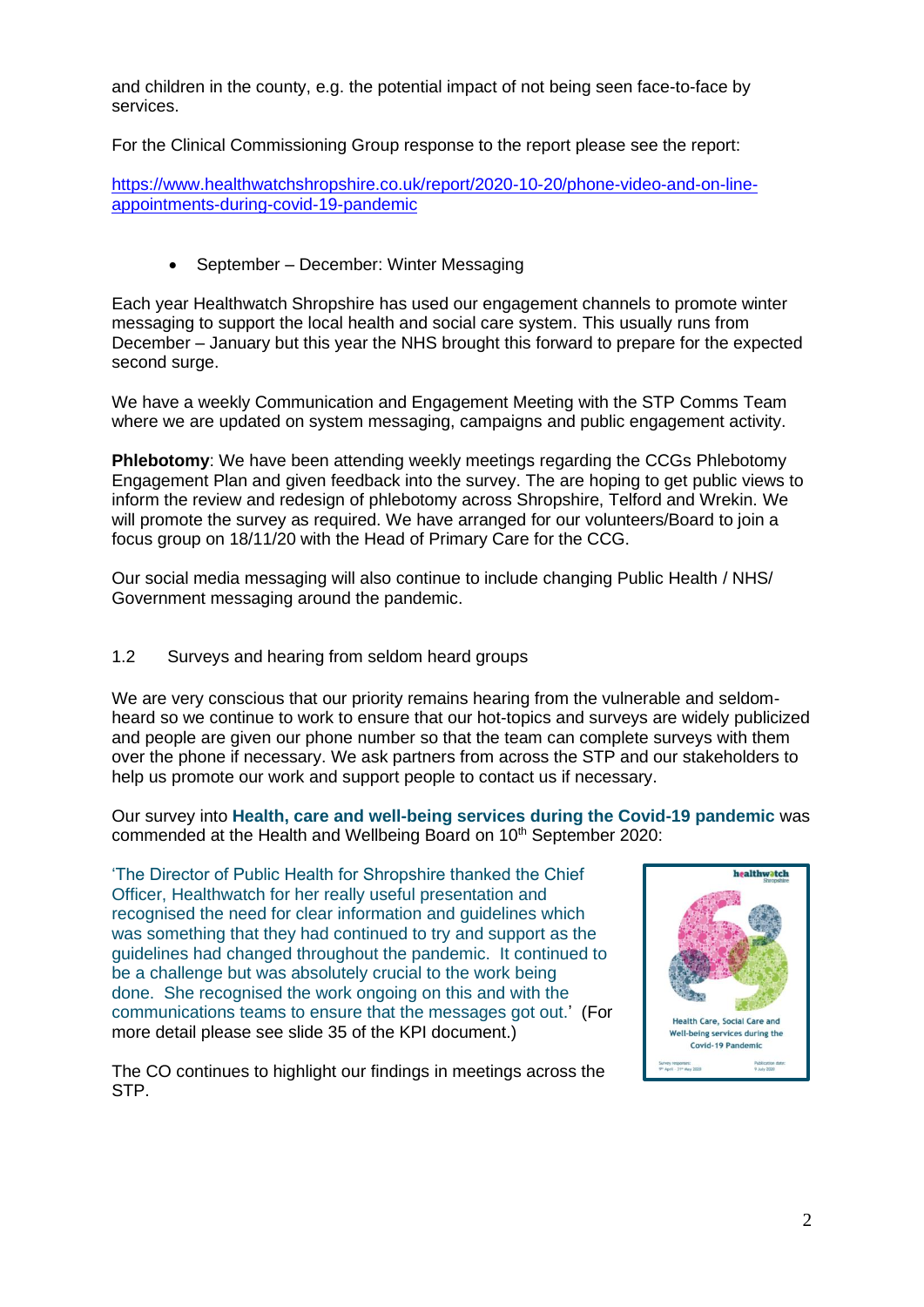and children in the county, e.g. the potential impact of not being seen face-to-face by services.

For the Clinical Commissioning Group response to the report please see the report:

[https://www.healthwatchshropshire.co.uk/report/2020-10-20/phone-video-and-on-line-appointments-during-covid-19-pandemic](https://www.healthwatchshropshire.co.uk/report/2020-10-20/phone-video-and-on-line-appointments-during-covid-19-pandemic)

- September – December: Winter Messaging

Each year Healthwatch Shropshire has used our engagement channels to promote winter messaging to support the local health and social care system. This usually runs from December – January but this year the NHS brought this forward to prepare for the expected second surge.

We have a weekly Communication and Engagement Meeting with the STP Comms Team where we are updated on system messaging, campaigns and public engagement activity.

**Phlebotomy**: We have been attending weekly meetings regarding the CCGs Phlebotomy Engagement Plan and given feedback into the survey. The are hoping to get public views to inform the review and redesign of phlebotomy across Shropshire, Telford and Wrekin. We will promote the survey as required. We have arranged for our volunteers/Board to join a focus group on 18/11/20 with the Head of Primary Care for the CCG.

Our social media messaging will also continue to include changing Public Health / NHS/ Government messaging around the pandemic.

1.2 Surveys and hearing from seldom heard groups

We are very conscious that our priority remains hearing from the vulnerable and seldom-heard so we continue to work to ensure that our hot-topics and surveys are widely publicized and people are given our phone number so that the team can complete surveys with them over the phone if necessary. We ask partners from across the STP and our stakeholders to help us promote our work and support people to contact us if necessary.

Our survey into **Health, care and well-being services during the Covid-19 pandemic** was commended at the Health and Wellbeing Board on 10th September 2020:

'The Director of Public Health for Shropshire thanked the Chief Officer, Healthwatch for her really useful presentation and recognised the need for clear information and guidelines which was something that they had continued to try and support as the guidelines had changed throughout the pandemic. It continued to be a challenge but was absolutely crucial to the work being done. She recognised the work ongoing on this and with the communications teams to ensure that the messages got out.' (For more detail please see slide 35 of the KPI document.)

The CO continues to highlight our findings in meetings across the STP.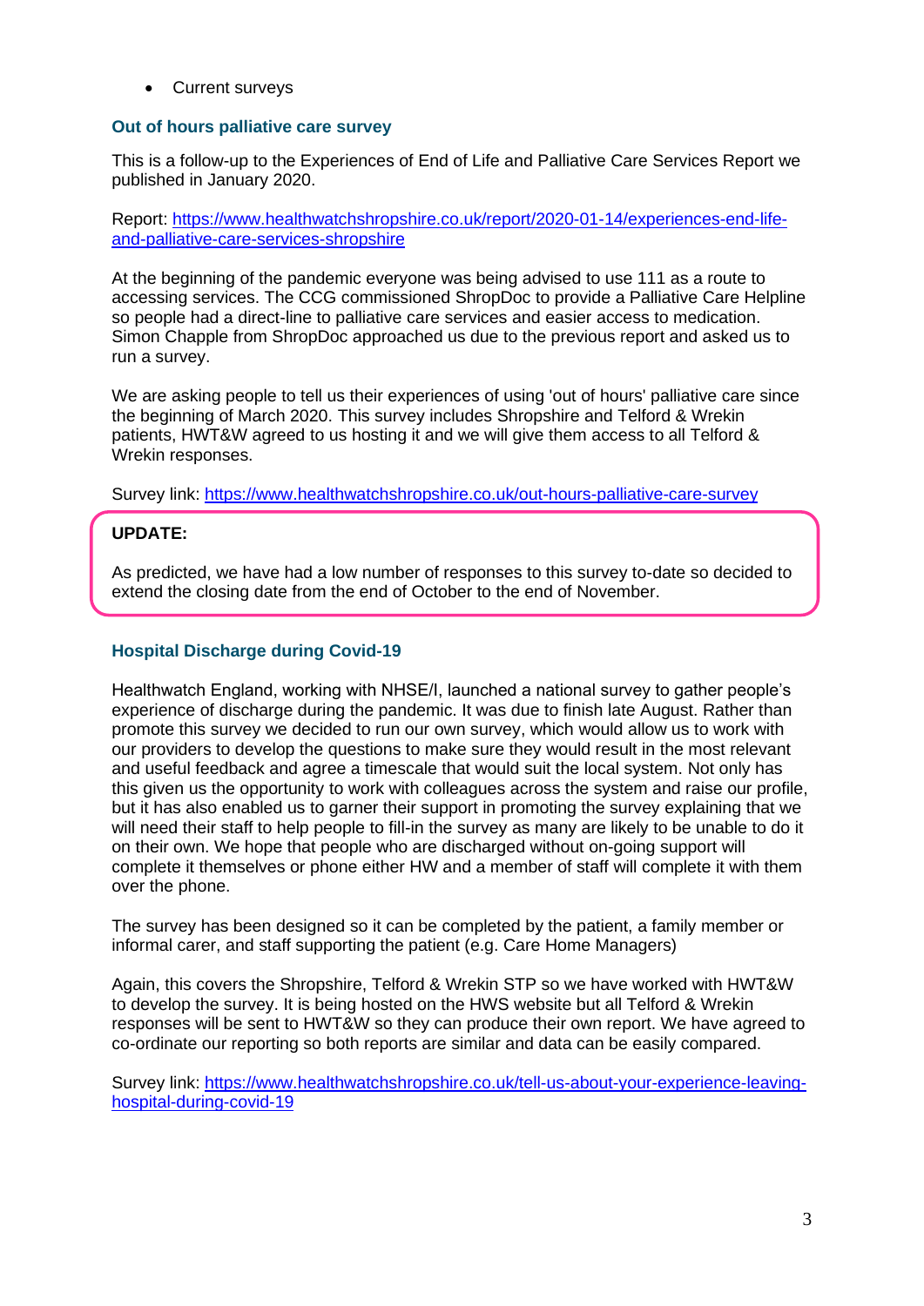- Current surveys

### Out of hours palliative care survey

This is a follow-up to the Experiences of End of Life and Palliative Care Services Report we published in January 2020.

Report: [https://www.healthwatchshropshire.co.uk/report/2020-01-14/experiences-end-life-and-palliative-care-services-shropshire](https://www.healthwatchshropshire.co.uk/report/2020-01-14/experiences-end-life-and-palliative-care-services-shropshire)

At the beginning of the pandemic everyone was being advised to use 111 as a route to accessing services. The CCG commissioned ShropDoc to provide a Palliative Care Helpline so people had a direct-line to palliative care services and easier access to medication. Simon Chapple from ShropDoc approached us due to the previous report and asked us to run a survey.

We are asking people to tell us their experiences of using 'out of hours' palliative care since the beginning of March 2020. This survey includes Shropshire and Telford & Wrekin patients, HWT&W agreed to us hosting it and we will give them access to all Telford & Wrekin responses.

Survey link: [https://www.healthwatchshropshire.co.uk/out-hours-palliative-care-survey](https://www.healthwatchshropshire.co.uk/out-hours-palliative-care-survey)

**UPDATE:**

As predicted, we have had a low number of responses to this survey to-date so decided to extend the closing date from the end of October to the end of November.

### Hospital Discharge during Covid-19

Healthwatch England, working with NHSE/I, launched a national survey to gather people's experience of discharge during the pandemic. It was due to finish late August. Rather than promote this survey we decided to run our own survey, which would allow us to work with our providers to develop the questions to make sure they would result in the most relevant and useful feedback and agree a timescale that would suit the local system. Not only has this given us the opportunity to work with colleagues across the system and raise our profile, but it has also enabled us to garner their support in promoting the survey explaining that we will need their staff to help people to fill-in the survey as many are likely to be unable to do it on their own. We hope that people who are discharged without on-going support will complete it themselves or phone either HW and a member of staff will complete it with them over the phone.

The survey has been designed so it can be completed by the patient, a family member or informal carer, and staff supporting the patient (e.g. Care Home Managers)

Again, this covers the Shropshire, Telford & Wrekin STP so we have worked with HWT&W to develop the survey. It is being hosted on the HWS website but all Telford & Wrekin responses will be sent to HWT&W so they can produce their own report. We have agreed to co-ordinate our reporting so both reports are similar and data can be easily compared.

Survey link: [https://www.healthwatchshropshire.co.uk/tell-us-about-your-experience-leaving-hospital-during-covid-19](https://www.healthwatchshropshire.co.uk/tell-us-about-your-experience-leaving-hospital-during-covid-19)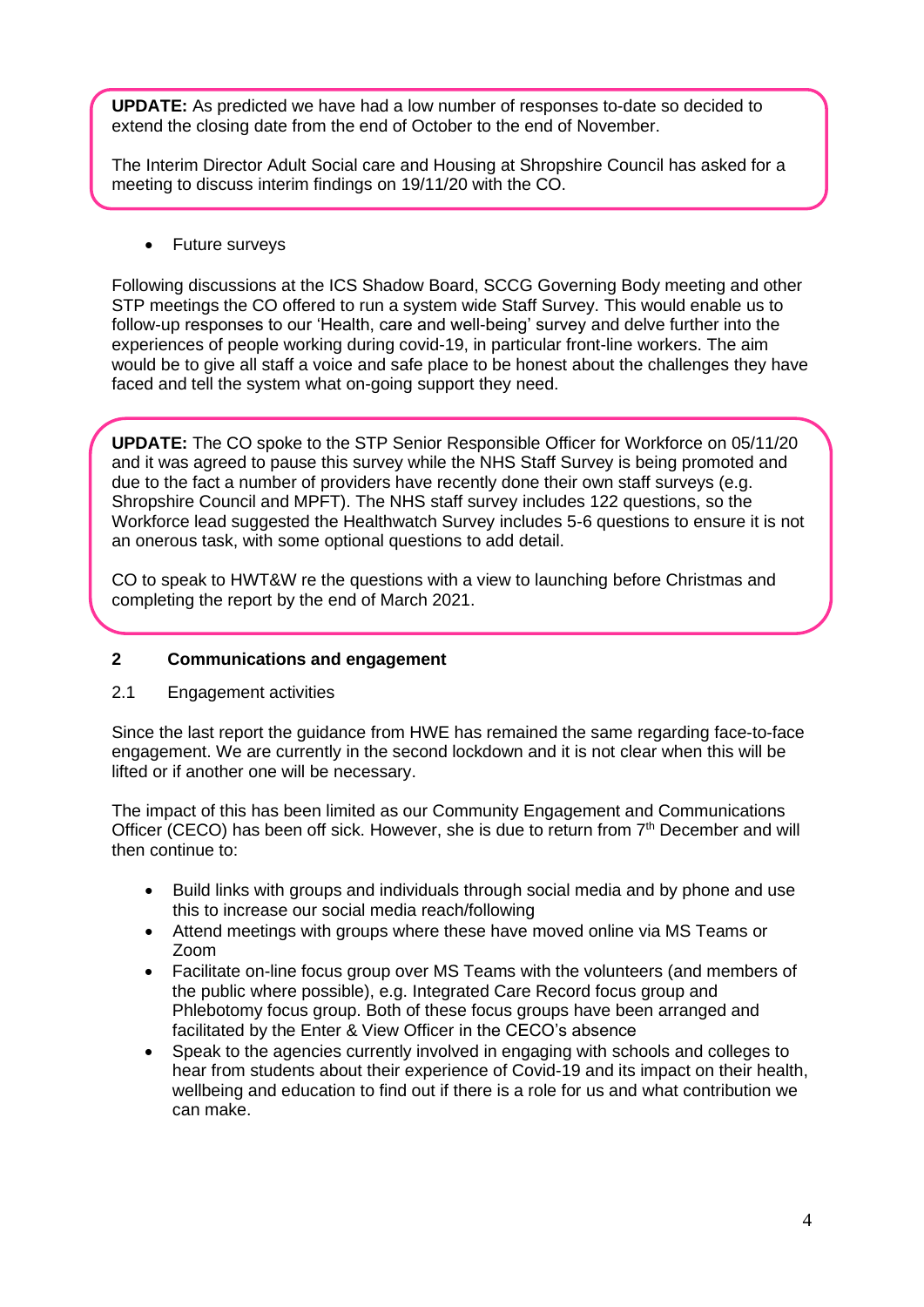**UPDATE:** As predicted we have had a low number of responses to-date so decided to extend the closing date from the end of October to the end of November.

The Interim Director Adult Social care and Housing at Shropshire Council has asked for a meeting to discuss interim findings on 19/11/20 with the CO.

- Future surveys

Following discussions at the ICS Shadow Board, SCCG Governing Body meeting and other STP meetings the CO offered to run a system wide Staff Survey. This would enable us to follow-up responses to our 'Health, care and well-being' survey and delve further into the experiences of people working during covid-19, in particular front-line workers. The aim would be to give all staff a voice and safe place to be honest about the challenges they have faced and tell the system what on-going support they need.

**UPDATE:** The CO spoke to the STP Senior Responsible Officer for Workforce on 05/11/20 and it was agreed to pause this survey while the NHS Staff Survey is being promoted and due to the fact a number of providers have recently done their own staff surveys (e.g. Shropshire Council and MPFT). The NHS staff survey includes 122 questions, so the Workforce lead suggested the Healthwatch Survey includes 5-6 questions to ensure it is not an onerous task, with some optional questions to add detail.

CO to speak to HWT&W re the questions with a view to launching before Christmas and completing the report by the end of March 2021.

## 2 Communications and engagement

### 2.1 Engagement activities

Since the last report the guidance from HWE has remained the same regarding face-to-face engagement. We are currently in the second lockdown and it is not clear when this will be lifted or if another one will be necessary.

The impact of this has been limited as our Community Engagement and Communications Officer (CECO) has been off sick. However, she is due to return from 7th December and will then continue to:

- Build links with groups and individuals through social media and by phone and use this to increase our social media reach/following
- Attend meetings with groups where these have moved online via MS Teams or Zoom
- Facilitate on-line focus group over MS Teams with the volunteers (and members of the public where possible), e.g. Integrated Care Record focus group and Phlebotomy focus group. Both of these focus groups have been arranged and facilitated by the Enter & View Officer in the CECO's absence
- Speak to the agencies currently involved in engaging with schools and colleges to hear from students about their experience of Covid-19 and its impact on their health, wellbeing and education to find out if there is a role for us and what contribution we can make.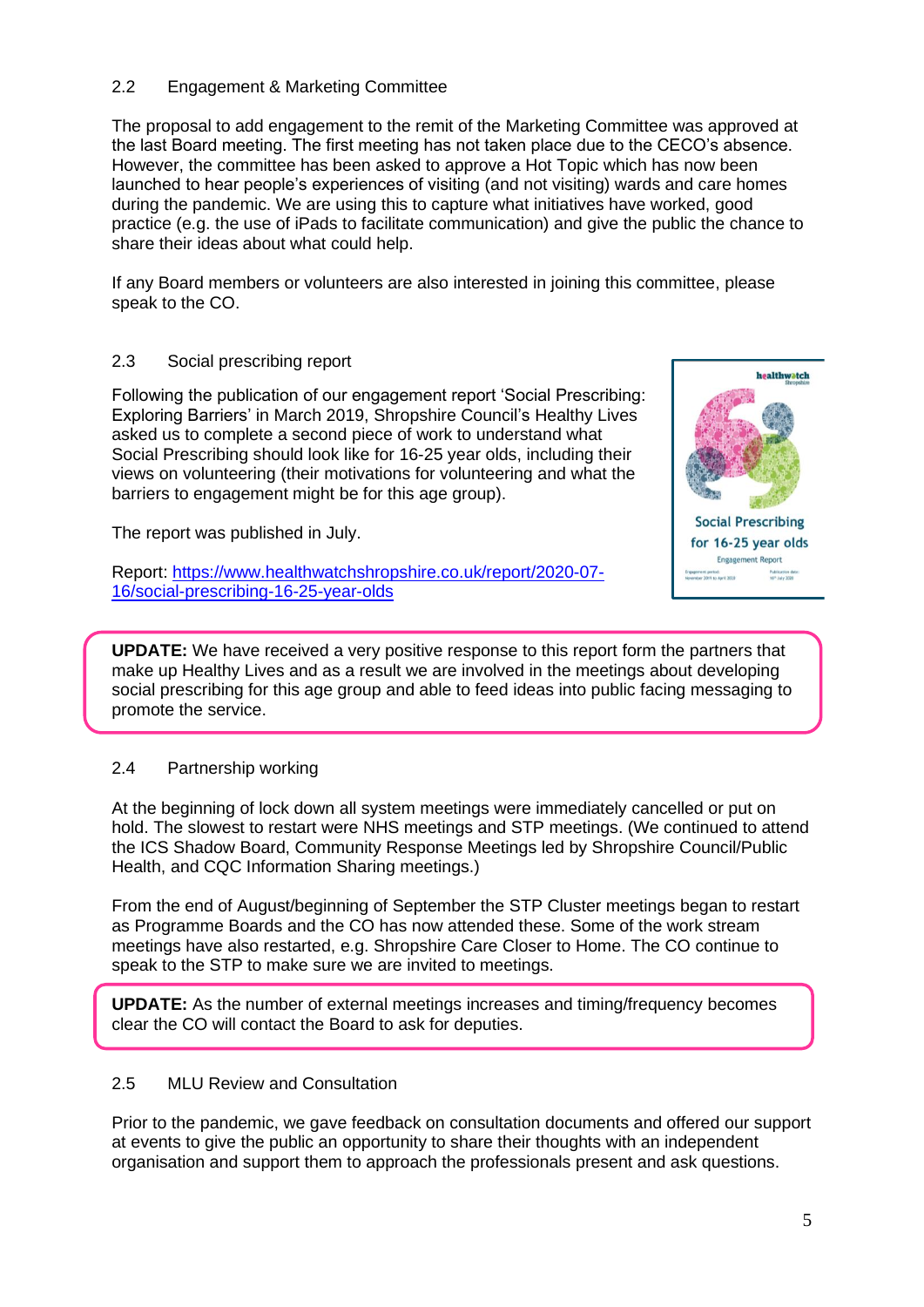### 2.2 Engagement & Marketing Committee

The proposal to add engagement to the remit of the Marketing Committee was approved at the last Board meeting. The first meeting has not taken place due to the CECO's absence. However, the committee has been asked to approve a Hot Topic which has now been launched to hear people's experiences of visiting (and not visiting) wards and care homes during the pandemic. We are using this to capture what initiatives have worked, good practice (e.g. the use of iPads to facilitate communication) and give the public the chance to share their ideas about what could help.

If any Board members or volunteers are also interested in joining this committee, please speak to the CO.

### 2.3 Social prescribing report

Following the publication of our engagement report 'Social Prescribing: Exploring Barriers' in March 2019, Shropshire Council's Healthy Lives asked us to complete a second piece of work to understand what Social Prescribing should look like for 16-25 year olds, including their views on volunteering (their motivations for volunteering and what the barriers to engagement might be for this age group).

The report was published in July.

Report: [https://www.healthwatchshropshire.co.uk/report/2020-07-16/social-prescribing-16-25-year-olds](https://www.healthwatchshropshire.co.uk/report/2020-07-16/social-prescribing-16-25-year-olds)

**UPDATE:** We have received a very positive response to this report form the partners that make up Healthy Lives and as a result we are involved in the meetings about developing social prescribing for this age group and able to feed ideas into public facing messaging to promote the service.

### 2.4 Partnership working

At the beginning of lock down all system meetings were immediately cancelled or put on hold. The slowest to restart were NHS meetings and STP meetings. (We continued to attend the ICS Shadow Board, Community Response Meetings led by Shropshire Council/Public Health, and CQC Information Sharing meetings.)

From the end of August/beginning of September the STP Cluster meetings began to restart as Programme Boards and the CO has now attended these. Some of the work stream meetings have also restarted, e.g. Shropshire Care Closer to Home. The CO continue to speak to the STP to make sure we are invited to meetings.

**UPDATE:** As the number of external meetings increases and timing/frequency becomes clear the CO will contact the Board to ask for deputies.

### 2.5 MLU Review and Consultation

Prior to the pandemic, we gave feedback on consultation documents and offered our support at events to give the public an opportunity to share their thoughts with an independent organisation and support them to approach the professionals present and ask questions.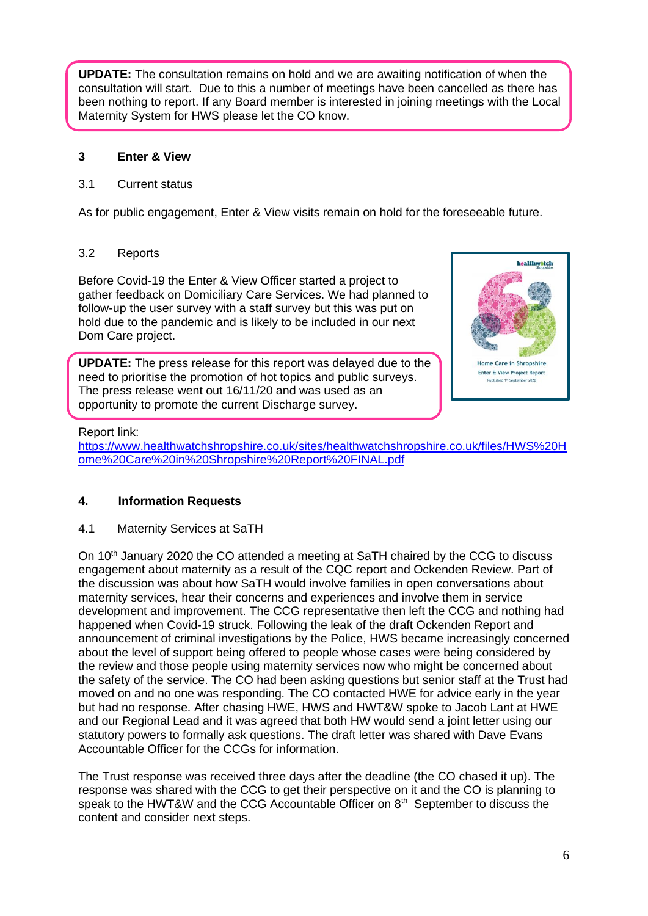**UPDATE:** The consultation remains on hold and we are awaiting notification of when the consultation will start. Due to this a number of meetings have been cancelled as there has been nothing to report. If any Board member is interested in joining meetings with the Local Maternity System for HWS please let the CO know.

## 3 Enter & View

### 3.1 Current status

As for public engagement, Enter & View visits remain on hold for the foreseeable future.

### 3.2 Reports

Before Covid-19 the Enter & View Officer started a project to gather feedback on Domiciliary Care Services. We had planned to follow-up the user survey with a staff survey but this was put on hold due to the pandemic and is likely to be included in our next Dom Care project.

**UPDATE:** The press release for this report was delayed due to the need to prioritise the promotion of hot topics and public surveys. The press release went out 16/11/20 and was used as an opportunity to promote the current Discharge survey.

Report link:
[https://www.healthwatchshropshire.co.uk/sites/healthwatchshropshire.co.uk/files/HWS%20Home%20Care%20in%20Shropshire%20Report%20FINAL.pdf](https://www.healthwatchshropshire.co.uk/sites/healthwatchshropshire.co.uk/files/HWS%20Home%20Care%20in%20Shropshire%20Report%20FINAL.pdf)

## 4. Information Requests

### 4.1 Maternity Services at SaTH

On 10th January 2020 the CO attended a meeting at SaTH chaired by the CCG to discuss engagement about maternity as a result of the CQC report and Ockenden Review. Part of the discussion was about how SaTH would involve families in open conversations about maternity services, hear their concerns and experiences and involve them in service development and improvement. The CCG representative then left the CCG and nothing had happened when Covid-19 struck. Following the leak of the draft Ockenden Report and announcement of criminal investigations by the Police, HWS became increasingly concerned about the level of support being offered to people whose cases were being considered by the review and those people using maternity services now who might be concerned about the safety of the service. The CO had been asking questions but senior staff at the Trust had moved on and no one was responding. The CO contacted HWE for advice early in the year but had no response. After chasing HWE, HWS and HWT&W spoke to Jacob Lant at HWE and our Regional Lead and it was agreed that both HW would send a joint letter using our statutory powers to formally ask questions. The draft letter was shared with Dave Evans Accountable Officer for the CCGs for information.

The Trust response was received three days after the deadline (the CO chased it up). The response was shared with the CCG to get their perspective on it and the CO is planning to speak to the HWT&W and the CCG Accountable Officer on 8th September to discuss the content and consider next steps.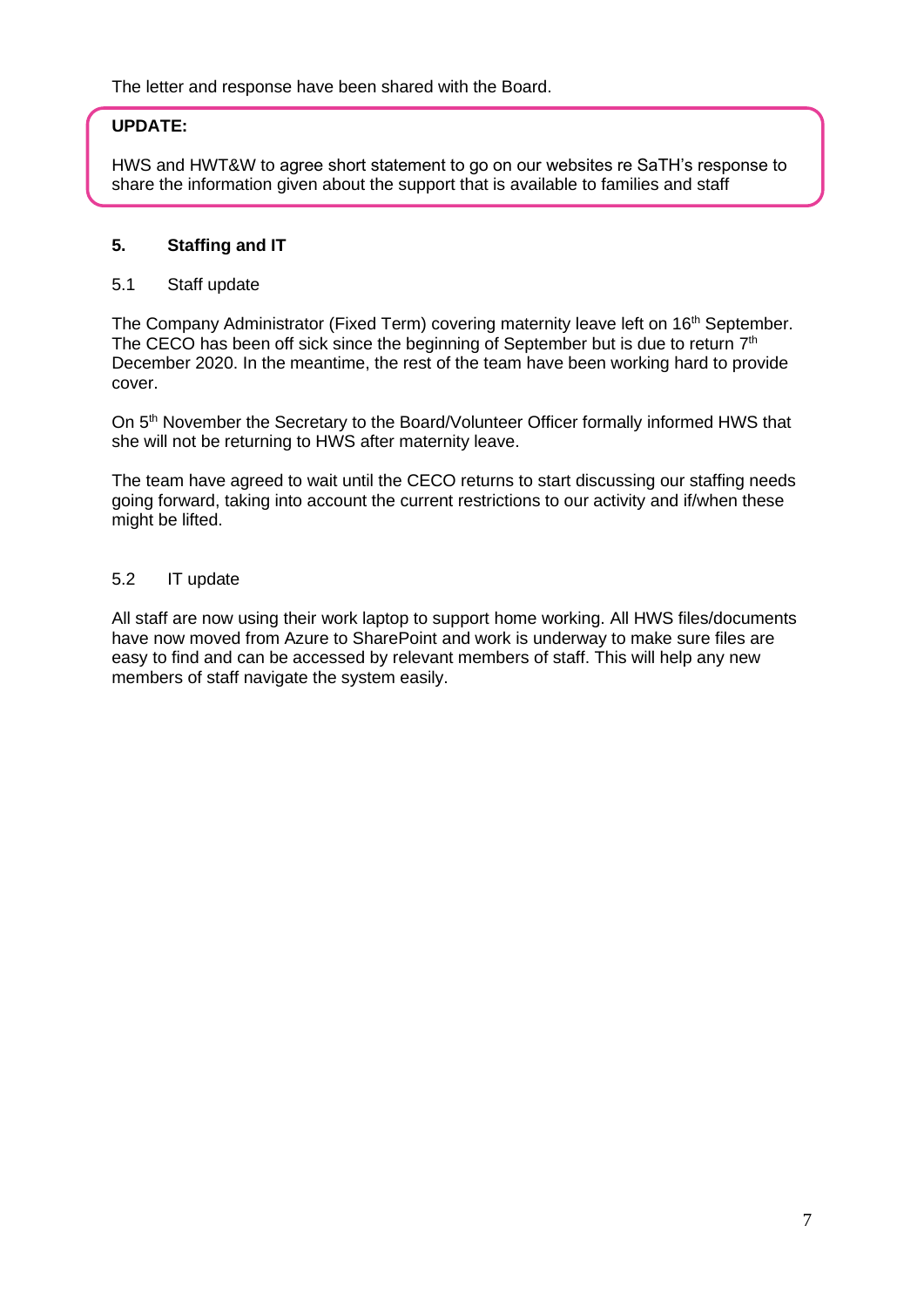The letter and response have been shared with the Board.

**UPDATE:**

HWS and HWT&W to agree short statement to go on our websites re SaTH's response to share the information given about the support that is available to families and staff

## 5. Staffing and IT

### 5.1 Staff update

The Company Administrator (Fixed Term) covering maternity leave left on 16th September. The CECO has been off sick since the beginning of September but is due to return 7th December 2020. In the meantime, the rest of the team have been working hard to provide cover.

On 5th November the Secretary to the Board/Volunteer Officer formally informed HWS that she will not be returning to HWS after maternity leave.

The team have agreed to wait until the CECO returns to start discussing our staffing needs going forward, taking into account the current restrictions to our activity and if/when these might be lifted.

### 5.2 IT update

All staff are now using their work laptop to support home working. All HWS files/documents have now moved from Azure to SharePoint and work is underway to make sure files are easy to find and can be accessed by relevant members of staff. This will help any new members of staff navigate the system easily.